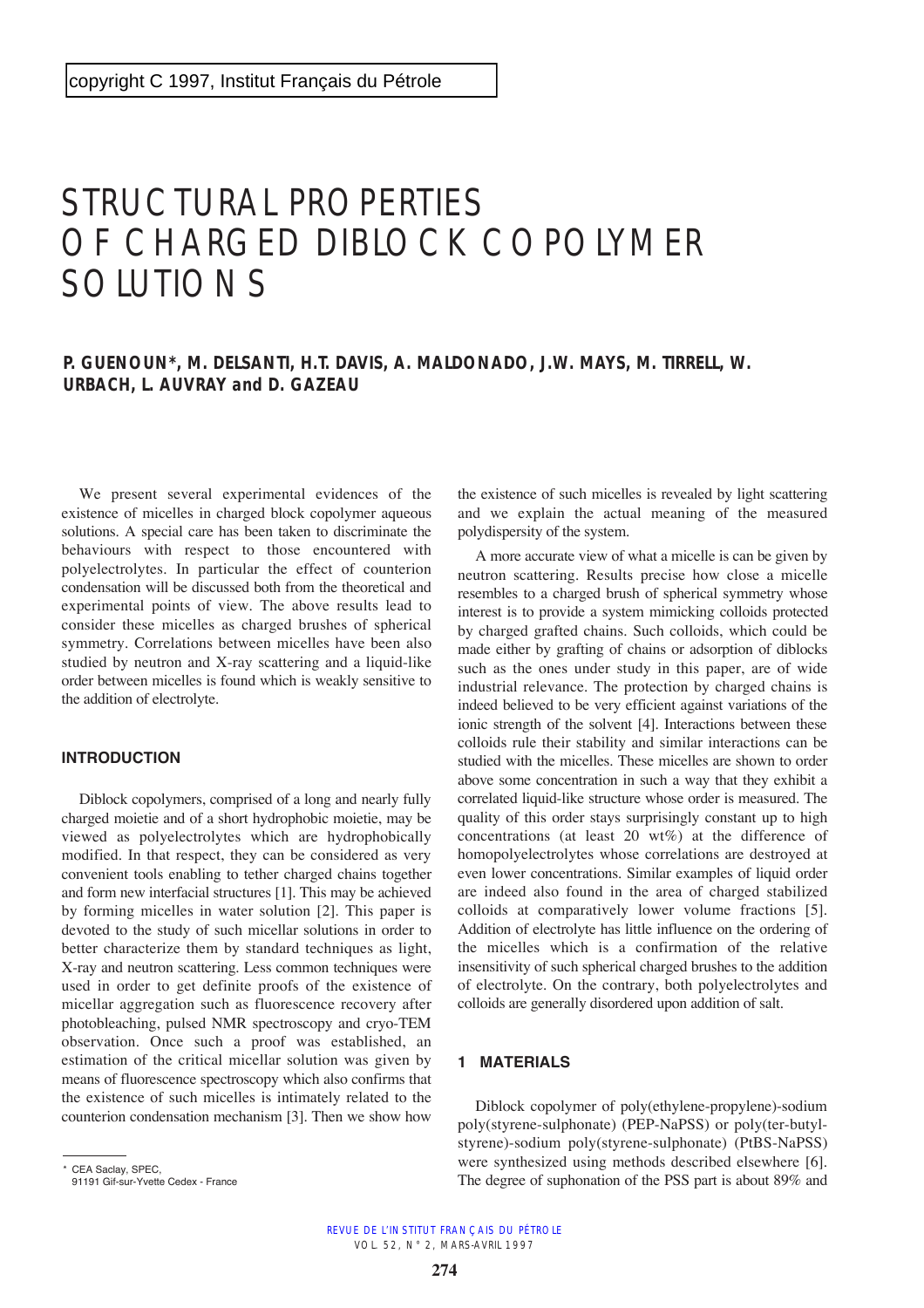copyright C 1997, Institut Français du Pétrole

# STRUCTURAL PROPERTIES OF CHARGED DIBLOCK COPOLYMER SOLUTIONS

**P. GUENOUN\*, M. DELSANTI, H.T. DAVIS, A. MALDONADO, J.W. MAYS, M. TIRRELL, W. URBACH, L. AUVRAY and D. GAZEAU**

We present several experimental evidences of the existence of micelles in charged block copolymer aqueous solutions. A special care has been taken to discriminate the behaviours with respect to those encountered with polyelectrolytes. In particular the effect of counterion condensation will be discussed both from the theoretical and experimental points of view. The above results lead to consider these micelles as charged brushes of spherical symmetry. Correlations between micelles have been also studied by neutron and X-ray scattering and a liquid-like order between micelles is found which is weakly sensitive to the addition of electrolyte.

## INTRODUCTION

Diblock copolymers, comprised of a long and nearly fully charged moietie and of a short hydrophobic moietie, may be viewed as polyelectrolytes which are hydrophobically modified. In that respect, they can be considered as very convenient tools enabling to tether charged chains together and form new interfacial structures [1]. This may be achieved by forming micelles in water solution [2]. This paper is devoted to the study of such micellar solutions in order to better characterize them by standard techniques as light, X-ray and neutron scattering. Less common techniques were used in order to get definite proofs of the existence of micellar aggregation such as fluorescence recovery after photobleaching, pulsed NMR spectroscopy and cryo-TEM observation. Once such a proof was established, an estimation of the critical micellar solution was given by means of fluorescence spectroscopy which also confirms that the existence of such micelles is intimately related to the counterion condensation mechanism [3]. Then we show how the existence of such micelles is revealed by light scattering and we explain the actual meaning of the measured polydispersity of the system.

A more accurate view of what a micelle is can be given by neutron scattering. Results precise how close a micelle resembles to a charged brush of spherical symmetry whose interest is to provide a system mimicking colloids protected by charged grafted chains. Such colloids, which could be made either by grafting of chains or adsorption of diblocks such as the ones under study in this paper, are of wide industrial relevance. The protection by charged chains is indeed believed to be very efficient against variations of the ionic strength of the solvent [4]. Interactions between these colloids rule their stability and similar interactions can be studied with the micelles. These micelles are shown to order above some concentration in such a way that they exhibit a correlated liquid-like structure whose order is measured. The quality of this order stays surprisingly constant up to high concentrations (at least 20 wt%) at the difference of homopolyelectrolytes whose correlations are destroyed at even lower concentrations. Similar examples of liquid order are indeed also found in the area of charged stabilized colloids at comparatively lower volume fractions [5]. Addition of electrolyte has little influence on the ordering of the micelles which is a confirmation of the relative insensitivity of such spherical charged brushes to the addition of electrolyte. On the contrary, both polyelectrolytes and colloids are generally disordered upon addition of salt.

## 1 MATERIALS

Diblock copolymer of poly(ethylene-propylene)-sodium poly(styrene-sulphonate) (PEP-NaPSS) or poly(ter-butyl-styrene)-sodium poly(styrene-sulphonate) (PtBS-NaPSS) were synthesized using methods described elsewhere [6]. The degree of suphonation of the PSS part is about 89% and

\* CEA Saclay, SPEC, 91191 Gif-sur-Yvette Cedex - France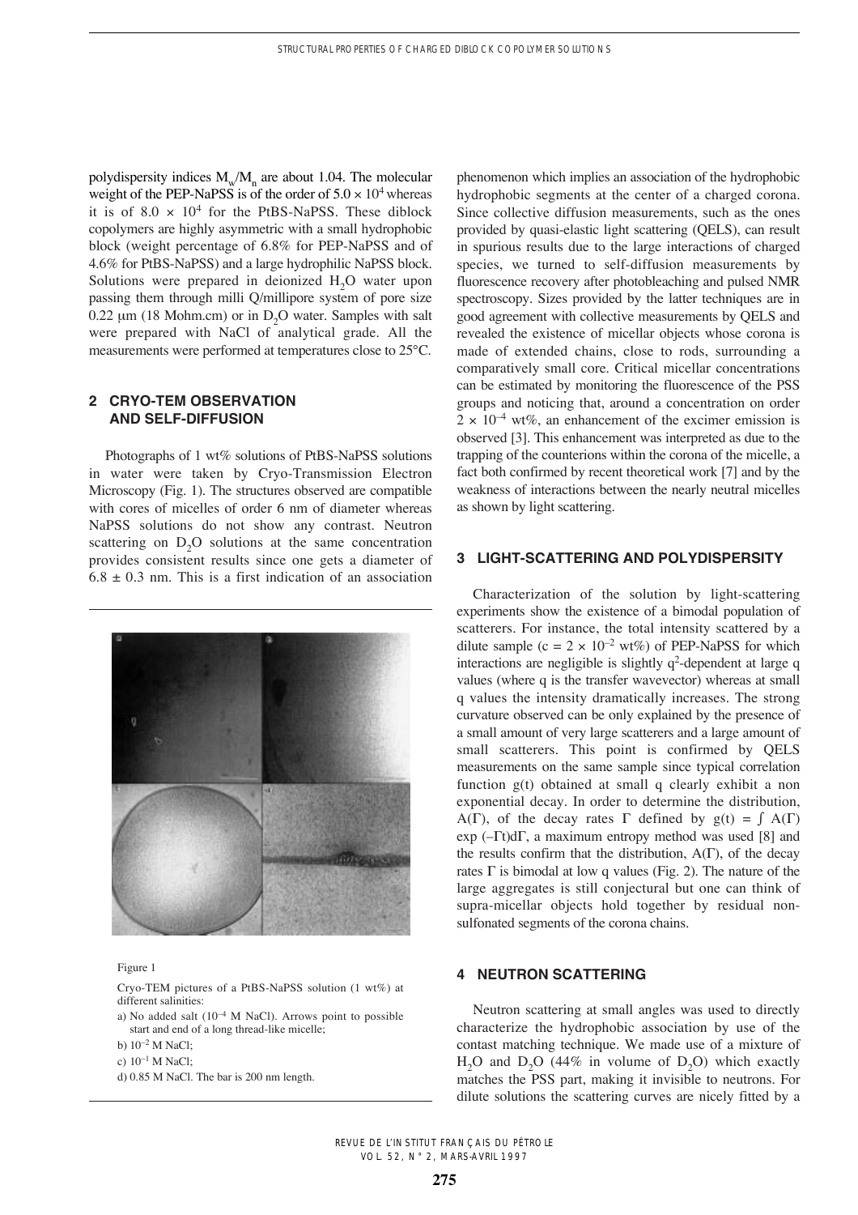polydispersity indices $M_w/M_n$ are about 1.04. The molecular weight of the PEP-NaPSS is of the order of $5.0 \times 10^4$ whereas it is of $8.0 \times 10^4$ for the PtBS-NaPSS. These diblock copolymers are highly asymmetric with a small hydrophobic block (weight percentage of 6.8% for PEP-NaPSS and of 4.6% for PtBS-NaPSS) and a large hydrophilic NaPSS block. Solutions were prepared in deionized $H_2O$ water upon passing them through milli Q/millipore system of pore size 0.22 μm (18 Mohm.cm) or in $D_2O$ water. Samples with salt were prepared with NaCl of analytical grade. All the measurements were performed at temperatures close to 25°C.

## 2 CRYO-TEM OBSERVATION AND SELF-DIFFUSION

Photographs of 1 wt% solutions of PtBS-NaPSS solutions in water were taken by Cryo-Transmission Electron Microscopy (Fig. 1). The structures observed are compatible with cores of micelles of order 6 nm of diameter whereas NaPSS solutions do not show any contrast. Neutron scattering on $D_2O$ solutions at the same concentration provides consistent results since one gets a diameter of $6.8 \pm 0.3$ nm. This is a first indication of an association phenomenon which implies an association of the hydrophobic hydrophobic segments at the center of a charged corona. Since collective diffusion measurements, such as the ones provided by quasi-elastic light scattering (QELS), can result in spurious results due to the large interactions of charged species, we turned to self-diffusion measurements by fluorescence recovery after photobleaching and pulsed NMR spectroscopy. Sizes provided by the latter techniques are in good agreement with collective measurements by QELS and revealed the existence of micellar objects whose corona is made of extended chains, close to rods, surrounding a comparatively small core. Critical micellar concentrations can be estimated by monitoring the fluorescence of the PSS groups and noticing that, around a concentration on order $2 \times 10^{-4}$ wt%, an enhancement of the excimer emission is observed [3]. This enhancement was interpreted as due to the trapping of the counterions within the corona of the micelle, a fact both confirmed by recent theoretical work [7] and by the weakness of interactions between the nearly neutral micelles as shown by light scattering.

Figure 1

Cryo-TEM pictures of a PtBS-NaPSS solution (1 wt%) at different salinities:

a) No added salt ($10^{-4}$ M NaCl). Arrows point to possible start and end of a long thread-like micelle;

b) $10^{-2}$ M NaCl;

c) $10^{-1}$ M NaCl;

d) 0.85 M NaCl. The bar is 200 nm length.

## 3 LIGHT-SCATTERING AND POLYDISPERSITY

Characterization of the solution by light-scattering experiments show the existence of a bimodal population of scatterers. For instance, the total intensity scattered by a dilute sample ($c = 2 \times 10^{-2}$ wt%) of PEP-NaPSS for which interactions are negligible is slightly $q^2$-dependent at large q values (where q is the transfer wavevector) whereas at small q values the intensity dramatically increases. The strong curvature observed can be only explained by the presence of a small amount of very large scatterers and a large amount of small scatterers. This point is confirmed by QELS measurements on the same sample since typical correlation function g(t) obtained at small q clearly exhibit a non exponential decay. In order to determine the distribution, $A(\Gamma)$, of the decay rates $\Gamma$ defined by $g(t) = \int A(\Gamma) \exp(-\Gamma t) d\Gamma$, a maximum entropy method was used [8] and the results confirm that the distribution, $A(\Gamma)$, of the decay rates $\Gamma$ is bimodal at low q values (Fig. 2). The nature of the large aggregates is still conjectural but one can think of supra-micellar objects hold together by residual non-sulfonated segments of the corona chains.

## 4 NEUTRON SCATTERING

Neutron scattering at small angles was used to directly characterize the hydrophobic association by use of the contast matching technique. We made use of a mixture of $H_2O$ and $D_2O$ (44% in volume of $D_2O$) which exactly matches the PSS part, making it invisible to neutrons. For dilute solutions the scattering curves are nicely fitted by a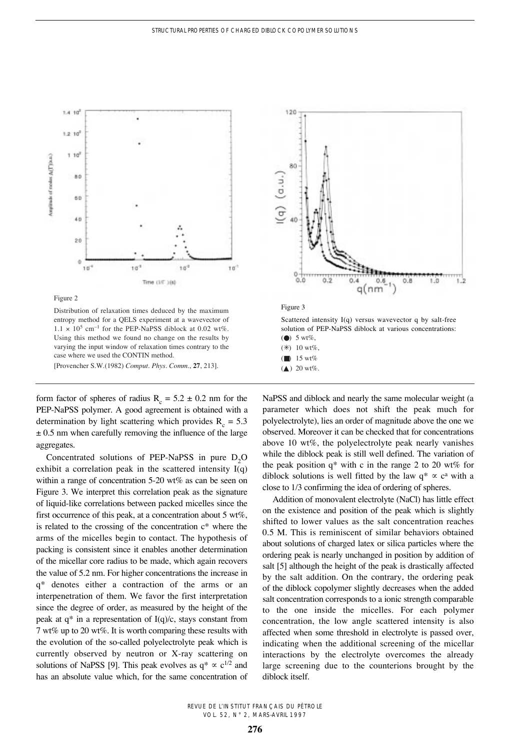Figure 2

Distribution of relaxation times deduced by the maximum entropy method for a QELS experiment at a wavevector of $1.1 \times 10^5$ cm$^{-1}$ for the PEP-NaPSS diblock at 0.02 wt%. Using this method we found no change on the results by varying the input window of relaxation times contrary to the case where we used the CONTIN method.
[Provencher S.W.(1982) *Comput. Phys. Comm.*, **27**, 213].

Figure 3

Scattered intensity I(q) versus wavevector q by salt-free solution of PEP-NaPSS diblock at various concentrations:
(●) 5 wt%,
(✳) 10 wt%,
(■) 15 wt%
(▲) 20 wt%.

form factor of spheres of radius $R_c = 5.2 \pm 0.2$ nm for the PEP-NaPSS polymer. A good agreement is obtained with a determination by light scattering which provides $R_c = 5.3 \pm 0.5$ nm when carefully removing the influence of the large aggregates.

Concentrated solutions of PEP-NaPSS in pure $D_2O$ exhibit a correlation peak in the scattered intensity I(q) within a range of concentration 5-20 wt% as can be seen on Figure 3. We interpret this correlation peak as the signature of liquid-like correlations between packed micelles since the first occurrence of this peak, at a concentration about 5 wt%, is related to the crossing of the concentration c* where the arms of the micelles begin to contact. The hypothesis of packing is consistent since it enables another determination of the micellar core radius to be made, which again recovers the value of 5.2 nm. For higher concentrations the increase in q* denotes either a contraction of the arms or an interpenetration of them. We favor the first interpretation since the degree of order, as measured by the height of the peak at q* in a representation of I(q)/c, stays constant from 7 wt% up to 20 wt%. It is worth comparing these results with the evolution of the so-called polyelectrolyte peak which is currently observed by neutron or X-ray scattering on solutions of NaPSS [9]. This peak evolves as $q^* \propto c^{1/2}$ and has an absolute value which, for the same concentration of NaPSS and diblock and nearly the same molecular weight (a parameter which does not shift the peak much for polyelectrolyte), lies an order of magnitude above the one we observed. Moreover it can be checked that for concentrations above 10 wt%, the polyelectrolyte peak nearly vanishes while the diblock peak is still well defined. The variation of the peak position q* with c in the range 2 to 20 wt% for diblock solutions is well fitted by the law $q^* \propto c^a$ with a close to 1/3 confirming the idea of ordering of spheres.

Addition of monovalent electrolyte (NaCl) has little effect on the existence and position of the peak which is slightly shifted to lower values as the salt concentration reaches 0.5 M. This is reminiscent of similar behaviors obtained about solutions of charged latex or silica particles where the ordering peak is nearly unchanged in position by addition of salt [5] although the height of the peak is drastically affected by the salt addition. On the contrary, the ordering peak of the diblock copolymer slightly decreases when the added salt concentration corresponds to a ionic strength comparable to the one inside the micelles. For each polymer concentration, the low angle scattered intensity is also affected when some threshold in electrolyte is passed over, indicating when the additional screening of the micellar interactions by the electrolyte overcomes the already large screening due to the counterions brought by the diblock itself.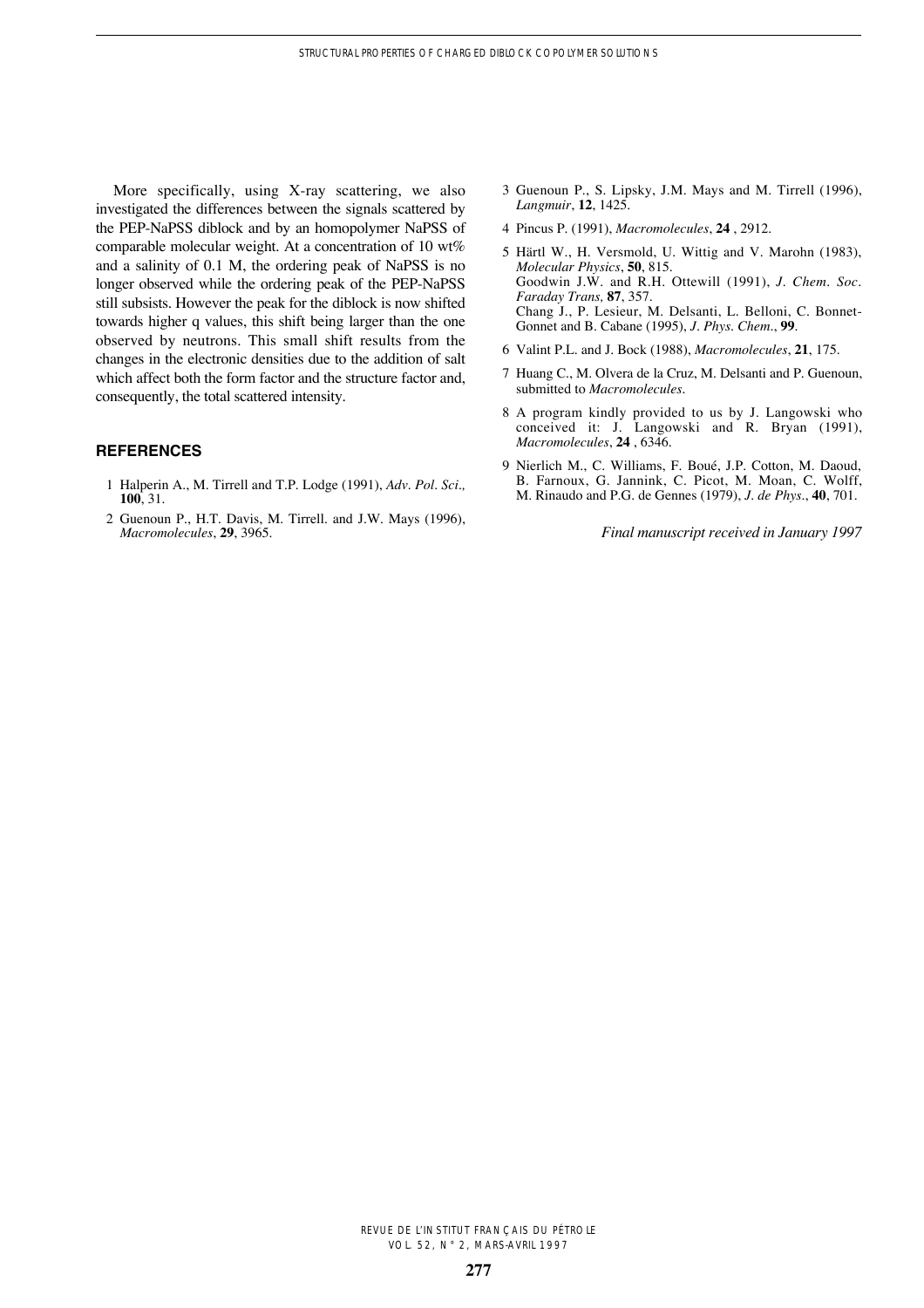More specifically, using X-ray scattering, we also investigated the differences between the signals scattered by the PEP-NaPSS diblock and by an homopolymer NaPSS of comparable molecular weight. At a concentration of 10 wt% and a salinity of 0.1 M, the ordering peak of NaPSS is no longer observed while the ordering peak of the PEP-NaPSS still subsists. However the peak for the diblock is now shifted towards higher q values, this shift being larger than the one observed by neutrons. This small shift results from the changes in the electronic densities due to the addition of salt which affect both the form factor and the structure factor and, consequently, the total scattered intensity.

## REFERENCES

1 Halperin A., M. Tirrell and T.P. Lodge (1991), *Adv. Pol. Sci.,* **100**, 31.

2 Guenoun P., H.T. Davis, M. Tirrell. and J.W. Mays (1996), *Macromolecules*, **29**, 3965.

3 Guenoun P., S. Lipsky, J.M. Mays and M. Tirrell (1996), *Langmuir*, **12**, 1425.

4 Pincus P. (1991), *Macromolecules*, **24** , 2912.

5 Härtl W., H. Versmold, U. Wittig and V. Marohn (1983), *Molecular Physics*, **50**, 815.
Goodwin J.W. and R.H. Ottewill (1991), *J. Chem. Soc. Faraday Trans,* **87**, 357.
Chang J., P. Lesieur, M. Delsanti, L. Belloni, C. Bonnet-Gonnet and B. Cabane (1995), *J. Phys. Chem*., **99**.

6 Valint P.L. and J. Bock (1988), *Macromolecules*, **21**, 175.

7 Huang C., M. Olvera de la Cruz, M. Delsanti and P. Guenoun, submitted to *Macromolecules*.

8 A program kindly provided to us by J. Langowski who conceived it: J. Langowski and R. Bryan (1991), *Macromolecules*, **24** , 6346.

9 Nierlich M., C. Williams, F. Boué, J.P. Cotton, M. Daoud, B. Farnoux, G. Jannink, C. Picot, M. Moan, C. Wolff, M. Rinaudo and P.G. de Gennes (1979), *J. de Phys*., **40**, 701.

*Final manuscript received in January 1997*